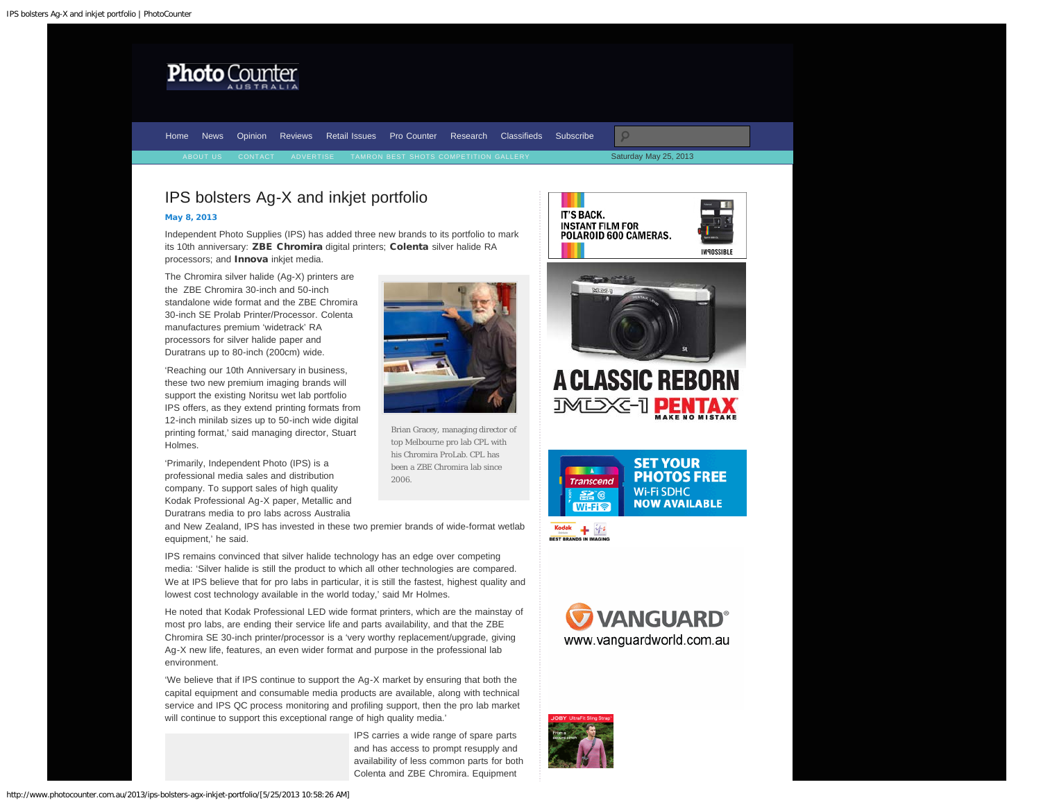# IPS bolsters Ag-X and inkjet portfolio

**May 8, 2013**

Independent Photo Supplies (IPS) has added three new brands to its portfolio to mark its 10th anniversary: **ZBE Chromira** digital printers; **Colenta** silver halide RA processors; and **Innova** inkjet media.

The Chromira silver halide (Ag-X) printers are the ZBE Chromira 30-inch and 50-inch standalone wide format and the ZBE Chromira 30-inch SE Prolab Printer/Processor. Colenta manufactures premium 'widetrack' RA processors for silver halide paper and Duratrans up to 80-inch (200cm) wide.

Brian Gracey, managing director of top Melbourne pro lab CPL with his Chromira ProLab. CPL has been a ZBE Chromira lab since 2006.

'Reaching our 10th Anniversary in business, these two new premium imaging brands will support the existing Noritsu wet lab portfolio IPS offers, as they extend printing formats from 12-inch minilab sizes up to 50-inch wide digital printing format,' said managing director, Stuart Holmes.

'Primarily, Independent Photo (IPS) is a professional media sales and distribution company. To support sales of high quality Kodak Professional Ag-X paper, Metallic and Duratrans media to pro labs across Australia and New Zealand, IPS has invested in these two premier brands of wide-format wetlab equipment,' he said.

IPS remains convinced that silver halide technology has an edge over competing media: 'Silver halide is still the product to which all other technologies are compared. We at IPS believe that for pro labs in particular, it is still the fastest, highest quality and lowest cost technology available in the world today,' said Mr Holmes.

He noted that Kodak Professional LED wide format printers, which are the mainstay of most pro labs, are ending their service life and parts availability, and that the ZBE Chromira SE 30-inch printer/processor is a 'very worthy replacement/upgrade, giving Ag-X new life, features, an even wider format and purpose in the professional lab environment.

'We believe that if IPS continue to support the Ag-X market by ensuring that both the capital equipment and consumable media products are available, along with technical service and IPS QC process monitoring and profiling support, then the pro lab market will continue to support this exceptional range of high quality media.'

IPS carries a wide range of spare parts and has access to prompt resupply and availability of less common parts for both Colenta and ZBE Chromira. Equipment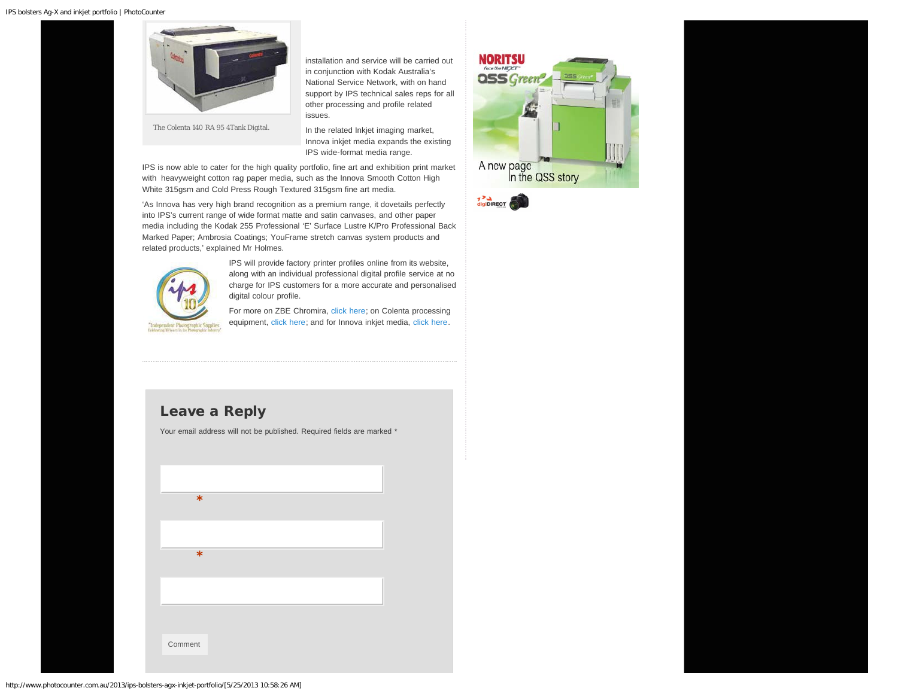The Colenta 140 RA 95 4Tank Digital.

installation and service will be carried out in conjunction with Kodak Australia's National Service Network, with on hand support by IPS technical sales reps for all other processing and profile related issues.

In the related Inkjet imaging market, Innova inkjet media expands the existing IPS wide-format media range.

IPS is now able to cater for the high quality portfolio, fine art and exhibition print market with heavyweight cotton rag paper media, such as the Innova Smooth Cotton High White 315gsm and Cold Press Rough Textured 315gsm fine art media.

'As Innova has very high brand recognition as a premium range, it dovetails perfectly into IPS's current range of wide format matte and satin canvases, and other paper media including the Kodak 255 Professional 'E' Surface Lustre K/Pro Professional Back Marked Paper; Ambrosia Coatings; YouFrame stretch canvas system products and related products,' explained Mr Holmes.

IPS will provide factory printer profiles online from its website, along with an individual professional digital profile service at no charge for IPS customers for a more accurate and personalised digital colour profile.

For more on ZBE Chromira, click here; on Colenta processing equipment, click here; and for Innova inkjet media, click here.

## Leave a Reply

Your email address will not be published. Required fields are marked *

*

*

Comment